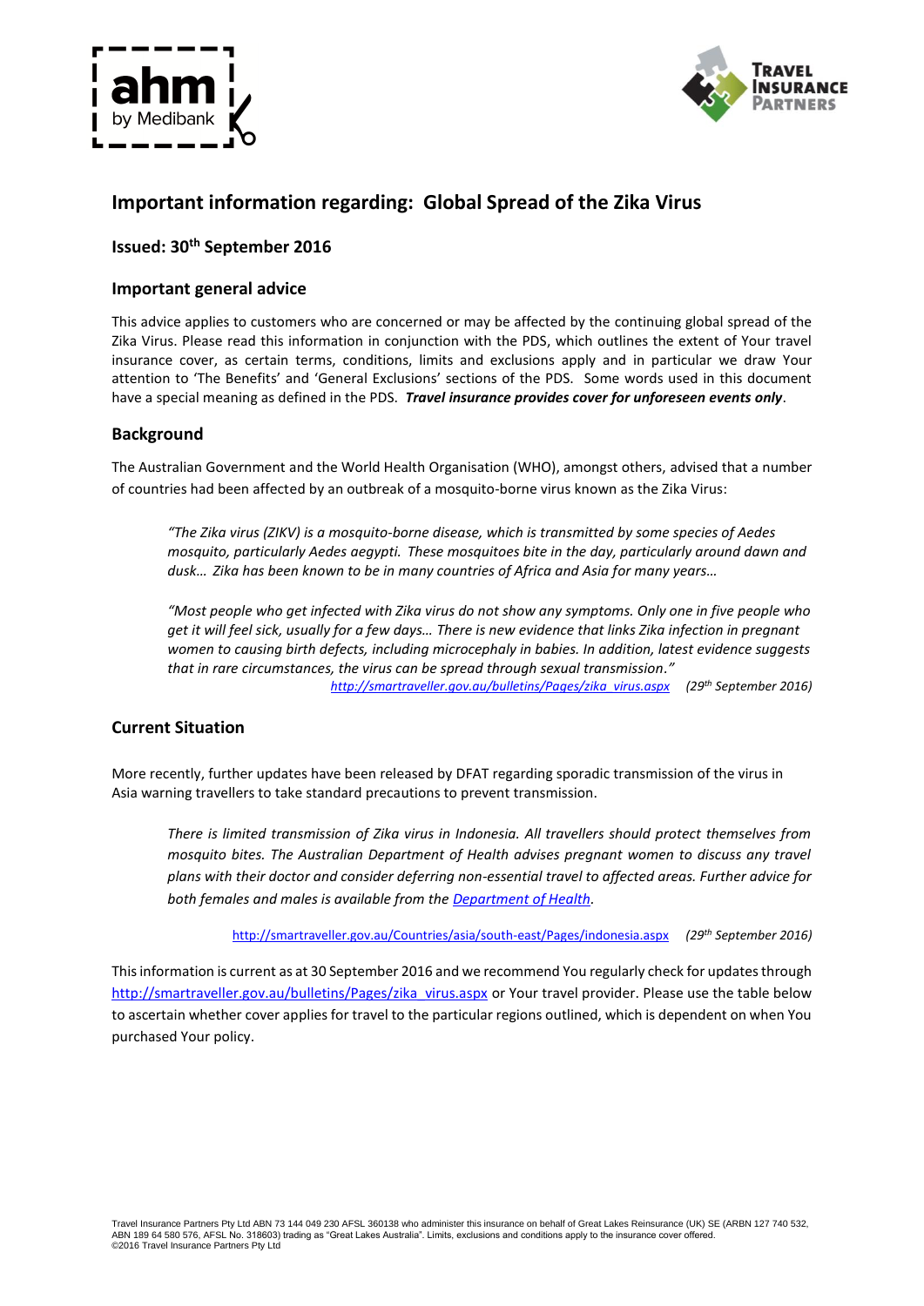# Important information regarding: Global Spread of the Zika Virus

## Issued: 30th September 2016

### Important general advice

This advice applies to customers who are concerned or may be affected by the continuing global spread of the Zika Virus. Please read this information in conjunction with the PDS, which outlines the extent of Your travel insurance cover, as certain terms, conditions, limits and exclusions apply and in particular we draw Your attention to 'The Benefits' and 'General Exclusions' sections of the PDS. Some words used in this document have a special meaning as defined in the PDS. ***Travel insurance provides cover for unforeseen events only***.

### Background

The Australian Government and the World Health Organisation (WHO), amongst others, advised that a number of countries had been affected by an outbreak of a mosquito-borne virus known as the Zika Virus:

> *"The Zika virus (ZIKV) is a mosquito-borne disease, which is transmitted by some species of Aedes mosquito, particularly Aedes aegypti. These mosquitoes bite in the day, particularly around dawn and dusk… Zika has been known to be in many countries of Africa and Asia for many years…*
>
> *"Most people who get infected with Zika virus do not show any symptoms. Only one in five people who get it will feel sick, usually for a few days… There is new evidence that links Zika infection in pregnant women to causing birth defects, including microcephaly in babies. In addition, latest evidence suggests that in rare circumstances, the virus can be spread through sexual transmission."*
>
> *http://smartraveller.gov.au/bulletins/Pages/zika_virus.aspx (29th September 2016)*

### Current Situation

More recently, further updates have been released by DFAT regarding sporadic transmission of the virus in Asia warning travellers to take standard precautions to prevent transmission.

> *There is limited transmission of Zika virus in Indonesia. All travellers should protect themselves from mosquito bites. The Australian Department of Health advises pregnant women to discuss any travel plans with their doctor and consider deferring non-essential travel to affected areas. Further advice for both females and males is available from the Department of Health.*
>
> http://smartraveller.gov.au/Countries/asia/south-east/Pages/indonesia.aspx *(29th September 2016)*

This information is current as at 30 September 2016 and we recommend You regularly check for updates through http://smartraveller.gov.au/bulletins/Pages/zika_virus.aspx or Your travel provider. Please use the table below to ascertain whether cover applies for travel to the particular regions outlined, which is dependent on when You purchased Your policy.

Travel Insurance Partners Pty Ltd ABN 73 144 049 230 AFSL 360138 who administer this insurance on behalf of Great Lakes Reinsurance (UK) SE (ARBN 127 740 532, ABN 189 64 580 576, AFSL No. 318603) trading as "Great Lakes Australia". Limits, exclusions and conditions apply to the insurance cover offered.
©2016 Travel Insurance Partners Pty Ltd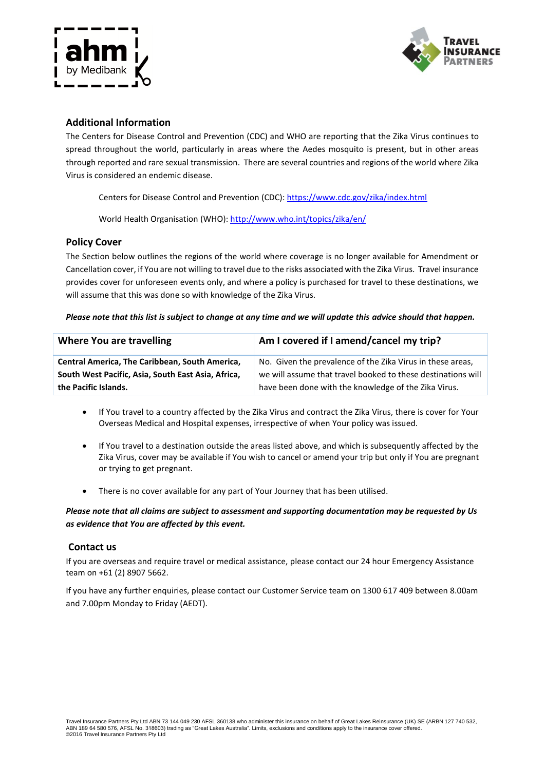## Additional Information

The Centers for Disease Control and Prevention (CDC) and WHO are reporting that the Zika Virus continues to spread throughout the world, particularly in areas where the Aedes mosquito is present, but in other areas through reported and rare sexual transmission. There are several countries and regions of the world where Zika Virus is considered an endemic disease.

Centers for Disease Control and Prevention (CDC): https://www.cdc.gov/zika/index.html

World Health Organisation (WHO): http://www.who.int/topics/zika/en/

## Policy Cover

The Section below outlines the regions of the world where coverage is no longer available for Amendment or Cancellation cover, if You are not willing to travel due to the risks associated with the Zika Virus. Travel insurance provides cover for unforeseen events only, and where a policy is purchased for travel to these destinations, we will assume that this was done so with knowledge of the Zika Virus.

***Please note that this list is subject to change at any time and we will update this advice should that happen.***

| Where You are travelling | Am I covered if I amend/cancel my trip? |
| --- | --- |
| **Central America, The Caribbean, South America, South West Pacific, Asia, South East Asia, Africa, the Pacific Islands.** | No. Given the prevalence of the Zika Virus in these areas, we will assume that travel booked to these destinations will have been done with the knowledge of the Zika Virus. |

- If You travel to a country affected by the Zika Virus and contract the Zika Virus, there is cover for Your Overseas Medical and Hospital expenses, irrespective of when Your policy was issued.
- If You travel to a destination outside the areas listed above, and which is subsequently affected by the Zika Virus, cover may be available if You wish to cancel or amend your trip but only if You are pregnant or trying to get pregnant.
- There is no cover available for any part of Your Journey that has been utilised.

***Please note that all claims are subject to assessment and supporting documentation may be requested by Us as evidence that You are affected by this event.***

## Contact us

If you are overseas and require travel or medical assistance, please contact our 24 hour Emergency Assistance team on +61 (2) 8907 5662.

If you have any further enquiries, please contact our Customer Service team on 1300 617 409 between 8.00am and 7.00pm Monday to Friday (AEDT).